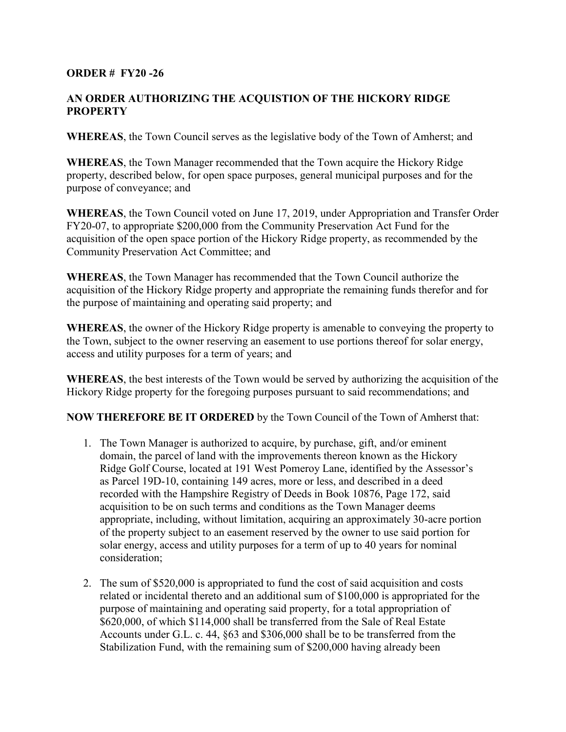**ORDER # FY20 -26**

**AN ORDER AUTHORIZING THE ACQUISTION OF THE HICKORY RIDGE PROPERTY**

**WHEREAS**, the Town Council serves as the legislative body of the Town of Amherst; and

**WHEREAS**, the Town Manager recommended that the Town acquire the Hickory Ridge property, described below, for open space purposes, general municipal purposes and for the purpose of conveyance; and

**WHEREAS**, the Town Council voted on June 17, 2019, under Appropriation and Transfer Order FY20-07, to appropriate $200,000 from the Community Preservation Act Fund for the acquisition of the open space portion of the Hickory Ridge property, as recommended by the Community Preservation Act Committee; and

**WHEREAS**, the Town Manager has recommended that the Town Council authorize the acquisition of the Hickory Ridge property and appropriate the remaining funds therefor and for the purpose of maintaining and operating said property; and

**WHEREAS**, the owner of the Hickory Ridge property is amenable to conveying the property to the Town, subject to the owner reserving an easement to use portions thereof for solar energy, access and utility purposes for a term of years; and

**WHEREAS**, the best interests of the Town would be served by authorizing the acquisition of the Hickory Ridge property for the foregoing purposes pursuant to said recommendations; and

**NOW THEREFORE BE IT ORDERED** by the Town Council of the Town of Amherst that:

1. The Town Manager is authorized to acquire, by purchase, gift, and/or eminent domain, the parcel of land with the improvements thereon known as the Hickory Ridge Golf Course, located at 191 West Pomeroy Lane, identified by the Assessor's as Parcel 19D-10, containing 149 acres, more or less, and described in a deed recorded with the Hampshire Registry of Deeds in Book 10876, Page 172, said acquisition to be on such terms and conditions as the Town Manager deems appropriate, including, without limitation, acquiring an approximately 30-acre portion of the property subject to an easement reserved by the owner to use said portion for solar energy, access and utility purposes for a term of up to 40 years for nominal consideration;

2. The sum of $520,000 is appropriated to fund the cost of said acquisition and costs related or incidental thereto and an additional sum of $100,000 is appropriated for the purpose of maintaining and operating said property, for a total appropriation of $620,000, of which $114,000 shall be transferred from the Sale of Real Estate Accounts under G.L. c. 44, §63 and $306,000 shall be to be transferred from the Stabilization Fund, with the remaining sum of $200,000 having already been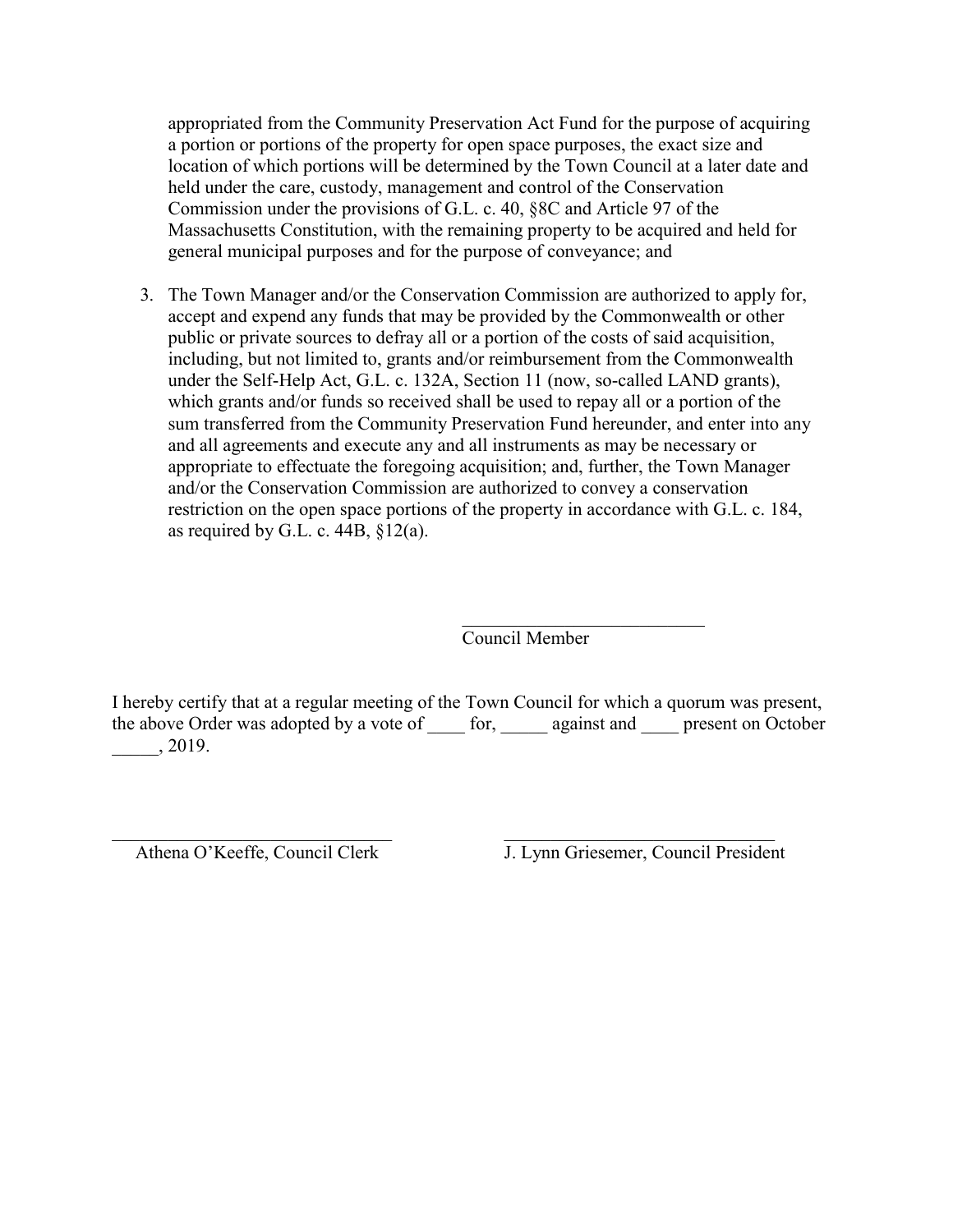appropriated from the Community Preservation Act Fund for the purpose of acquiring a portion or portions of the property for open space purposes, the exact size and location of which portions will be determined by the Town Council at a later date and held under the care, custody, management and control of the Conservation Commission under the provisions of G.L. c. 40, §8C and Article 97 of the Massachusetts Constitution, with the remaining property to be acquired and held for general municipal purposes and for the purpose of conveyance; and

3. The Town Manager and/or the Conservation Commission are authorized to apply for, accept and expend any funds that may be provided by the Commonwealth or other public or private sources to defray all or a portion of the costs of said acquisition, including, but not limited to, grants and/or reimbursement from the Commonwealth under the Self-Help Act, G.L. c. 132A, Section 11 (now, so-called LAND grants), which grants and/or funds so received shall be used to repay all or a portion of the sum transferred from the Community Preservation Fund hereunder, and enter into any and all agreements and execute any and all instruments as may be necessary or appropriate to effectuate the foregoing acquisition; and, further, the Town Manager and/or the Conservation Commission are authorized to convey a conservation restriction on the open space portions of the property in accordance with G.L. c. 184, as required by G.L. c. 44B, §12(a).

___________________________
Council Member

I hereby certify that at a regular meeting of the Town Council for which a quorum was present, the above Order was adopted by a vote of ____ for, _____ against and ____ present on October _____, 2019.

_______________________________
Athena O'Keeffe, Council Clerk

______________________________
J. Lynn Griesemer, Council President